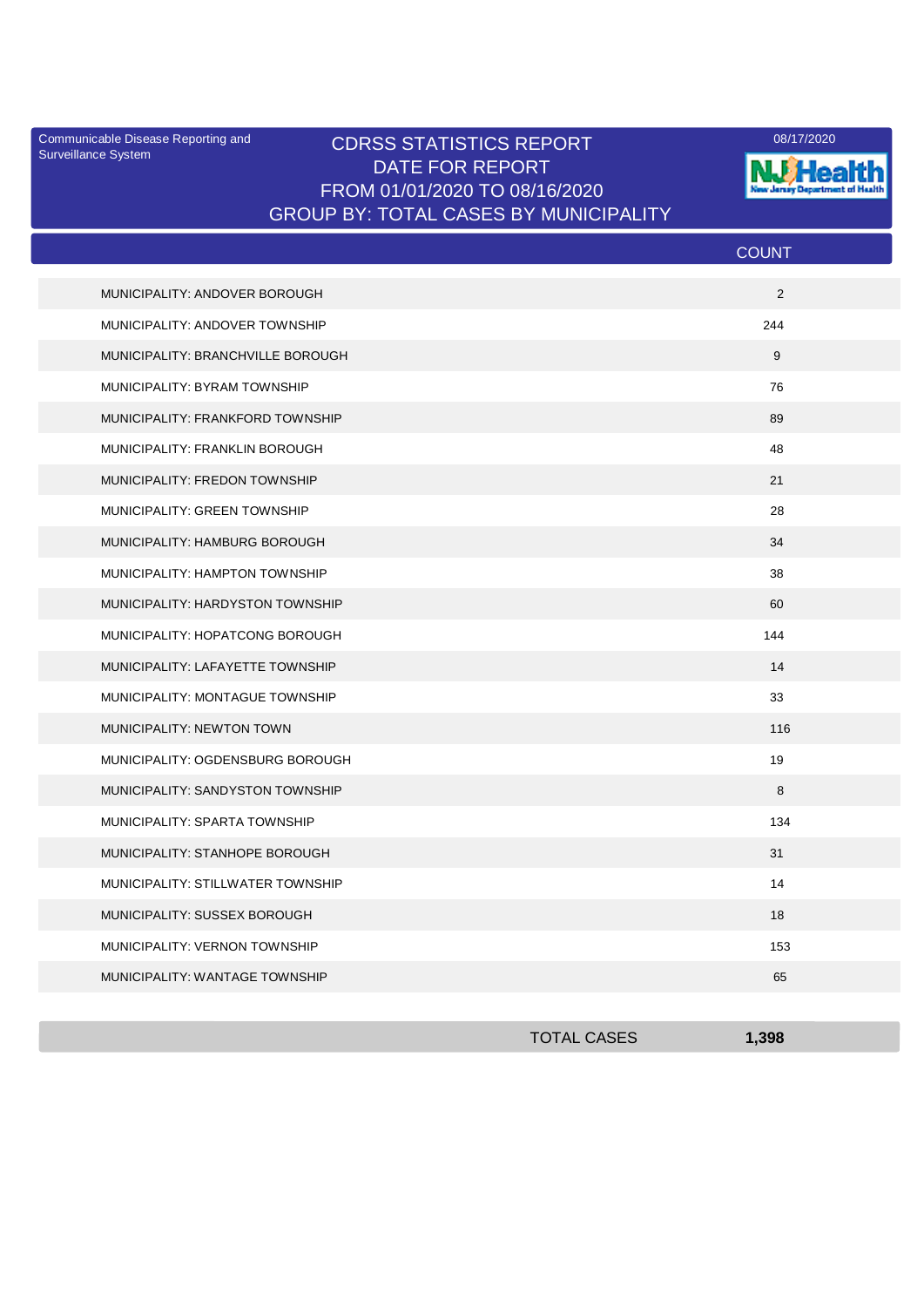Communicable Disease Reporting and Surveillance System

# CDRSS STATISTICS REPORT
## DATE FOR REPORT
## FROM 01/01/2020 TO 08/16/2020
## GROUP BY: TOTAL CASES BY MUNICIPALITY

08/17/2020

| | COUNT |
|---|---|
| MUNICIPALITY: ANDOVER BOROUGH | 2 |
| MUNICIPALITY: ANDOVER TOWNSHIP | 244 |
| MUNICIPALITY: BRANCHVILLE BOROUGH | 9 |
| MUNICIPALITY: BYRAM TOWNSHIP | 76 |
| MUNICIPALITY: FRANKFORD TOWNSHIP | 89 |
| MUNICIPALITY: FRANKLIN BOROUGH | 48 |
| MUNICIPALITY: FREDON TOWNSHIP | 21 |
| MUNICIPALITY: GREEN TOWNSHIP | 28 |
| MUNICIPALITY: HAMBURG BOROUGH | 34 |
| MUNICIPALITY: HAMPTON TOWNSHIP | 38 |
| MUNICIPALITY: HARDYSTON TOWNSHIP | 60 |
| MUNICIPALITY: HOPATCONG BOROUGH | 144 |
| MUNICIPALITY: LAFAYETTE TOWNSHIP | 14 |
| MUNICIPALITY: MONTAGUE TOWNSHIP | 33 |
| MUNICIPALITY: NEWTON TOWN | 116 |
| MUNICIPALITY: OGDENSBURG BOROUGH | 19 |
| MUNICIPALITY: SANDYSTON TOWNSHIP | 8 |
| MUNICIPALITY: SPARTA TOWNSHIP | 134 |
| MUNICIPALITY: STANHOPE BOROUGH | 31 |
| MUNICIPALITY: STILLWATER TOWNSHIP | 14 |
| MUNICIPALITY: SUSSEX BOROUGH | 18 |
| MUNICIPALITY: VERNON TOWNSHIP | 153 |
| MUNICIPALITY: WANTAGE TOWNSHIP | 65 |
| TOTAL CASES | **1,398** |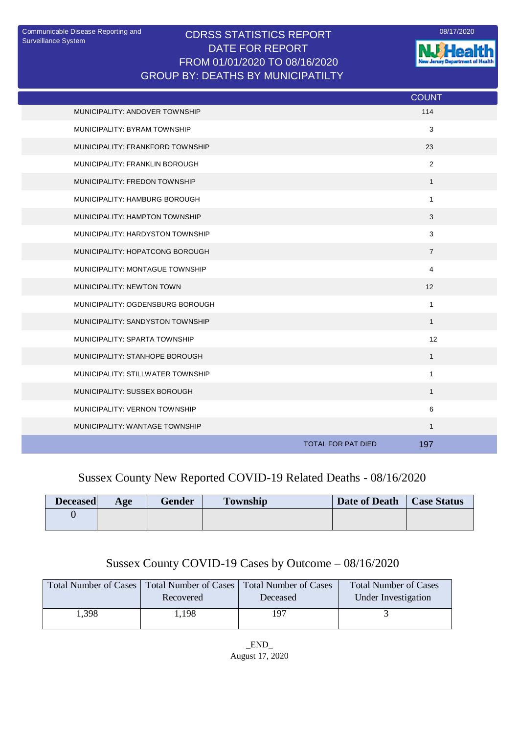Communicable Disease Reporting and Surveillance System

# CDRSS STATISTICS REPORT
## DATE FOR REPORT
## FROM 01/01/2020 TO 08/16/2020
## GROUP BY: DEATHS BY MUNICIPATILTY

08/17/2020

NJ Health
New Jersey Department of Health

| | COUNT |
|---|---|
| MUNICIPALITY: ANDOVER TOWNSHIP | 114 |
| MUNICIPALITY: BYRAM TOWNSHIP | 3 |
| MUNICIPALITY: FRANKFORD TOWNSHIP | 23 |
| MUNICIPALITY: FRANKLIN BOROUGH | 2 |
| MUNICIPALITY: FREDON TOWNSHIP | 1 |
| MUNICIPALITY: HAMBURG BOROUGH | 1 |
| MUNICIPALITY: HAMPTON TOWNSHIP | 3 |
| MUNICIPALITY: HARDYSTON TOWNSHIP | 3 |
| MUNICIPALITY: HOPATCONG BOROUGH | 7 |
| MUNICIPALITY: MONTAGUE TOWNSHIP | 4 |
| MUNICIPALITY: NEWTON TOWN | 12 |
| MUNICIPALITY: OGDENSBURG BOROUGH | 1 |
| MUNICIPALITY: SANDYSTON TOWNSHIP | 1 |
| MUNICIPALITY: SPARTA TOWNSHIP | 12 |
| MUNICIPALITY: STANHOPE BOROUGH | 1 |
| MUNICIPALITY: STILLWATER TOWNSHIP | 1 |
| MUNICIPALITY: SUSSEX BOROUGH | 1 |
| MUNICIPALITY: VERNON TOWNSHIP | 6 |
| MUNICIPALITY: WANTAGE TOWNSHIP | 1 |
| TOTAL FOR PAT DIED | 197 |

## Sussex County New Reported COVID-19 Related Deaths - 08/16/2020

| Deceased | Age | Gender | Township | Date of Death | Case Status |
|---|---|---|---|---|---|
| 0 | | | | | |

## Sussex County COVID-19 Cases by Outcome – 08/16/2020

| Total Number of Cases | Total Number of Cases Recovered | Total Number of Cases Deceased | Total Number of Cases Under Investigation |
|---|---|---|---|
| 1,398 | 1,198 | 197 | 3 |

_END_
August 17, 2020